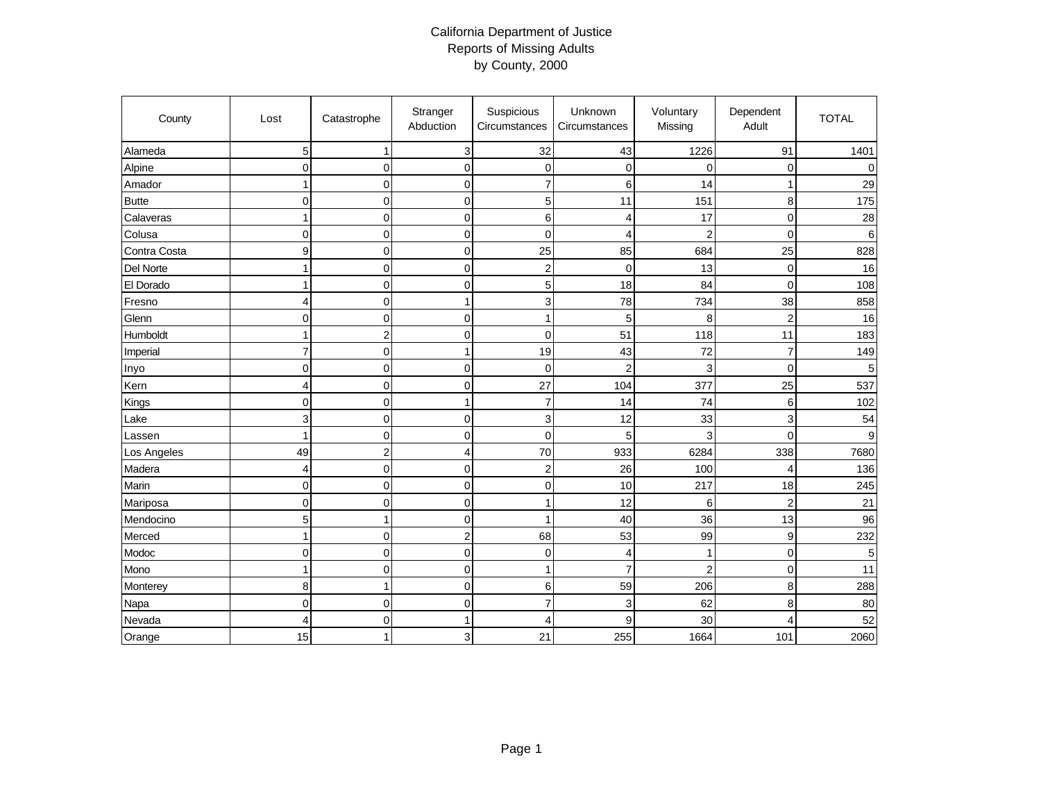# California Department of Justice
## Reports of Missing Adults
### by County, 2000

| County | Lost | Catastrophe | Stranger Abduction | Suspicious Circumstances | Unknown Circumstances | Voluntary Missing | Dependent Adult | TOTAL |
|---|---|---|---|---|---|---|---|---|
| Alameda | 5 | 1 | 3 | 32 | 43 | 1226 | 91 | 1401 |
| Alpine | 0 | 0 | 0 | 0 | 0 | 0 | 0 | 0 |
| Amador | 1 | 0 | 0 | 7 | 6 | 14 | 1 | 29 |
| Butte | 0 | 0 | 0 | 5 | 11 | 151 | 8 | 175 |
| Calaveras | 1 | 0 | 0 | 6 | 4 | 17 | 0 | 28 |
| Colusa | 0 | 0 | 0 | 0 | 4 | 2 | 0 | 6 |
| Contra Costa | 9 | 0 | 0 | 25 | 85 | 684 | 25 | 828 |
| Del Norte | 1 | 0 | 0 | 2 | 0 | 13 | 0 | 16 |
| El Dorado | 1 | 0 | 0 | 5 | 18 | 84 | 0 | 108 |
| Fresno | 4 | 0 | 1 | 3 | 78 | 734 | 38 | 858 |
| Glenn | 0 | 0 | 0 | 1 | 5 | 8 | 2 | 16 |
| Humboldt | 1 | 2 | 0 | 0 | 51 | 118 | 11 | 183 |
| Imperial | 7 | 0 | 1 | 19 | 43 | 72 | 7 | 149 |
| Inyo | 0 | 0 | 0 | 0 | 2 | 3 | 0 | 5 |
| Kern | 4 | 0 | 0 | 27 | 104 | 377 | 25 | 537 |
| Kings | 0 | 0 | 1 | 7 | 14 | 74 | 6 | 102 |
| Lake | 3 | 0 | 0 | 3 | 12 | 33 | 3 | 54 |
| Lassen | 1 | 0 | 0 | 0 | 5 | 3 | 0 | 9 |
| Los Angeles | 49 | 2 | 4 | 70 | 933 | 6284 | 338 | 7680 |
| Madera | 4 | 0 | 0 | 2 | 26 | 100 | 4 | 136 |
| Marin | 0 | 0 | 0 | 0 | 10 | 217 | 18 | 245 |
| Mariposa | 0 | 0 | 0 | 1 | 12 | 6 | 2 | 21 |
| Mendocino | 5 | 1 | 0 | 1 | 40 | 36 | 13 | 96 |
| Merced | 1 | 0 | 2 | 68 | 53 | 99 | 9 | 232 |
| Modoc | 0 | 0 | 0 | 0 | 4 | 1 | 0 | 5 |
| Mono | 1 | 0 | 0 | 1 | 7 | 2 | 0 | 11 |
| Monterey | 8 | 1 | 0 | 6 | 59 | 206 | 8 | 288 |
| Napa | 0 | 0 | 0 | 7 | 3 | 62 | 8 | 80 |
| Nevada | 4 | 0 | 1 | 4 | 9 | 30 | 4 | 52 |
| Orange | 15 | 1 | 3 | 21 | 255 | 1664 | 101 | 2060 |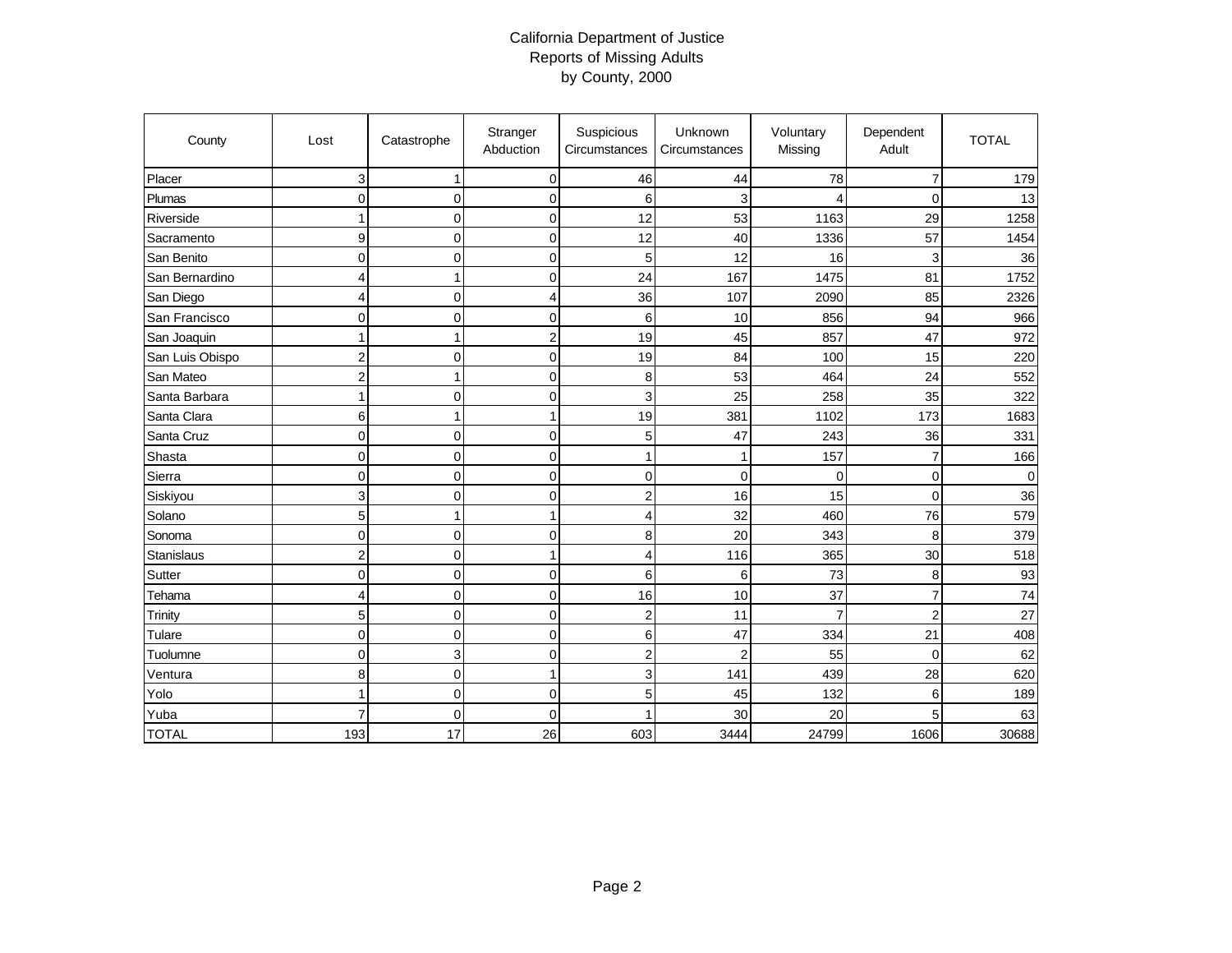# California Department of Justice
## Reports of Missing Adults
### by County, 2000

| County | Lost | Catastrophe | Stranger Abduction | Suspicious Circumstances | Unknown Circumstances | Voluntary Missing | Dependent Adult | TOTAL |
|---|---|---|---|---|---|---|---|---|
| Placer | 3 | 1 | 0 | 46 | 44 | 78 | 7 | 179 |
| Plumas | 0 | 0 | 0 | 6 | 3 | 4 | 0 | 13 |
| Riverside | 1 | 0 | 0 | 12 | 53 | 1163 | 29 | 1258 |
| Sacramento | 9 | 0 | 0 | 12 | 40 | 1336 | 57 | 1454 |
| San Benito | 0 | 0 | 0 | 5 | 12 | 16 | 3 | 36 |
| San Bernardino | 4 | 1 | 0 | 24 | 167 | 1475 | 81 | 1752 |
| San Diego | 4 | 0 | 4 | 36 | 107 | 2090 | 85 | 2326 |
| San Francisco | 0 | 0 | 0 | 6 | 10 | 856 | 94 | 966 |
| San Joaquin | 1 | 1 | 2 | 19 | 45 | 857 | 47 | 972 |
| San Luis Obispo | 2 | 0 | 0 | 19 | 84 | 100 | 15 | 220 |
| San Mateo | 2 | 1 | 0 | 8 | 53 | 464 | 24 | 552 |
| Santa Barbara | 1 | 0 | 0 | 3 | 25 | 258 | 35 | 322 |
| Santa Clara | 6 | 1 | 1 | 19 | 381 | 1102 | 173 | 1683 |
| Santa Cruz | 0 | 0 | 0 | 5 | 47 | 243 | 36 | 331 |
| Shasta | 0 | 0 | 0 | 1 | 1 | 157 | 7 | 166 |
| Sierra | 0 | 0 | 0 | 0 | 0 | 0 | 0 | 0 |
| Siskiyou | 3 | 0 | 0 | 2 | 16 | 15 | 0 | 36 |
| Solano | 5 | 1 | 1 | 4 | 32 | 460 | 76 | 579 |
| Sonoma | 0 | 0 | 0 | 8 | 20 | 343 | 8 | 379 |
| Stanislaus | 2 | 0 | 1 | 4 | 116 | 365 | 30 | 518 |
| Sutter | 0 | 0 | 0 | 6 | 6 | 73 | 8 | 93 |
| Tehama | 4 | 0 | 0 | 16 | 10 | 37 | 7 | 74 |
| Trinity | 5 | 0 | 0 | 2 | 11 | 7 | 2 | 27 |
| Tulare | 0 | 0 | 0 | 6 | 47 | 334 | 21 | 408 |
| Tuolumne | 0 | 3 | 0 | 2 | 2 | 55 | 0 | 62 |
| Ventura | 8 | 0 | 1 | 3 | 141 | 439 | 28 | 620 |
| Yolo | 1 | 0 | 0 | 5 | 45 | 132 | 6 | 189 |
| Yuba | 7 | 0 | 0 | 1 | 30 | 20 | 5 | 63 |
| TOTAL | 193 | 17 | 26 | 603 | 3444 | 24799 | 1606 | 30688 |